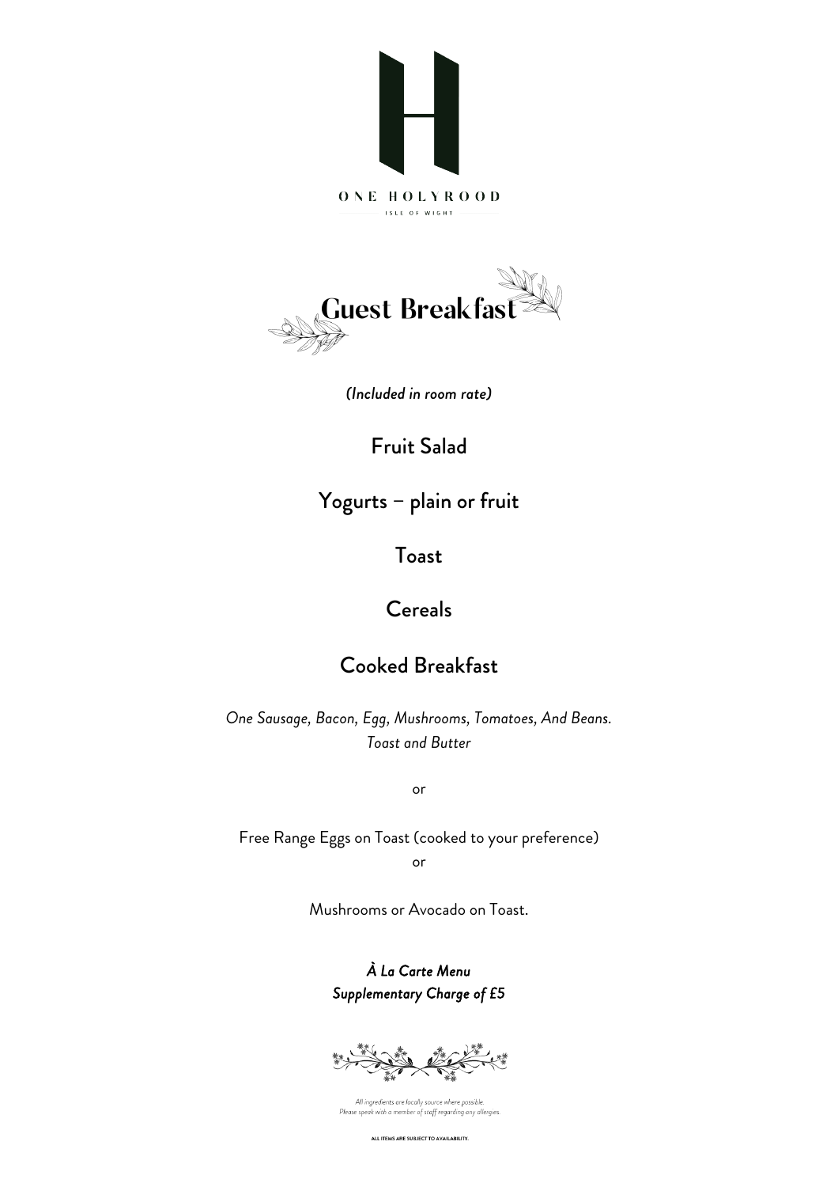ONE HOLYROOD

ISLE OF WIGHT

# Guest Breakfast

*(Included in room rate)*

## Fruit Salad

## Yogurts – plain or fruit

## Toast

## Cereals

## Cooked Breakfast

*One Sausage, Bacon, Egg, Mushrooms, Tomatoes, And Beans.*
*Toast and Butter*

or

Free Range Eggs on Toast (cooked to your preference)

or

Mushrooms or Avocado on Toast.

***À La Carte Menu***
***Supplementary Charge of £5***

*All ingredients are localy source where possible.*
*Please speak with a member of staff regarding any allergies.*

**ALL ITEMS ARE SUBJECT TO AVAILABILITY.**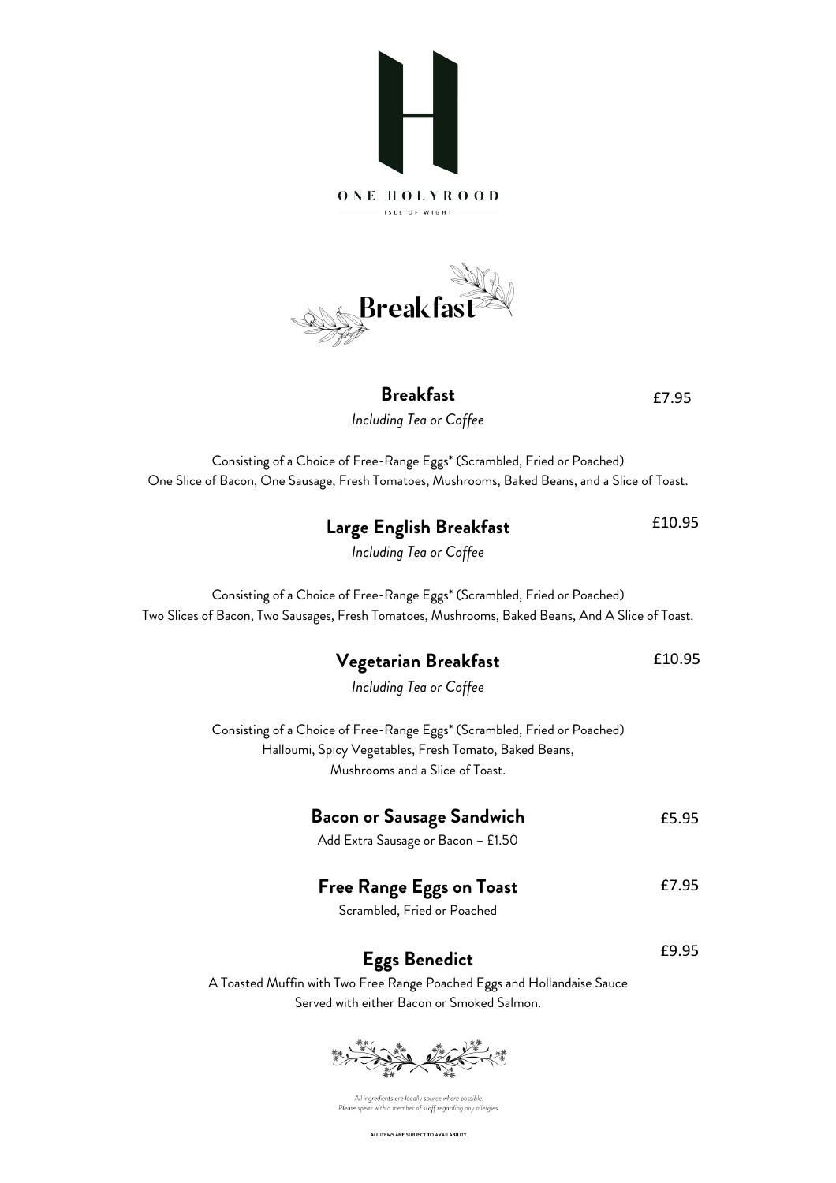ONE HOLYROOD

ISLE OF WIGHT

# Breakfast

## Breakfast — £7.95

*Including Tea or Coffee*

Consisting of a Choice of Free-Range Eggs* (Scrambled, Fried or Poached)
One Slice of Bacon, One Sausage, Fresh Tomatoes, Mushrooms, Baked Beans, and a Slice of Toast.

## Large English Breakfast — £10.95

*Including Tea or Coffee*

Consisting of a Choice of Free-Range Eggs* (Scrambled, Fried or Poached)
Two Slices of Bacon, Two Sausages, Fresh Tomatoes, Mushrooms, Baked Beans, And A Slice of Toast.

## Vegetarian Breakfast — £10.95

*Including Tea or Coffee*

Consisting of a Choice of Free-Range Eggs* (Scrambled, Fried or Poached)
Halloumi, Spicy Vegetables, Fresh Tomato, Baked Beans,
Mushrooms and a Slice of Toast.

## Bacon or Sausage Sandwich — £5.95

Add Extra Sausage or Bacon – £1.50

## Free Range Eggs on Toast — £7.95

Scrambled, Fried or Poached

## Eggs Benedict — £9.95

A Toasted Muffin with Two Free Range Poached Eggs and Hollandaise Sauce
Served with either Bacon or Smoked Salmon.

*All ingredients are locally source where possible.*
*Please speak with a member of staff regarding any allergies.*

**ALL ITEMS ARE SUBJECT TO AVAILABILITY.**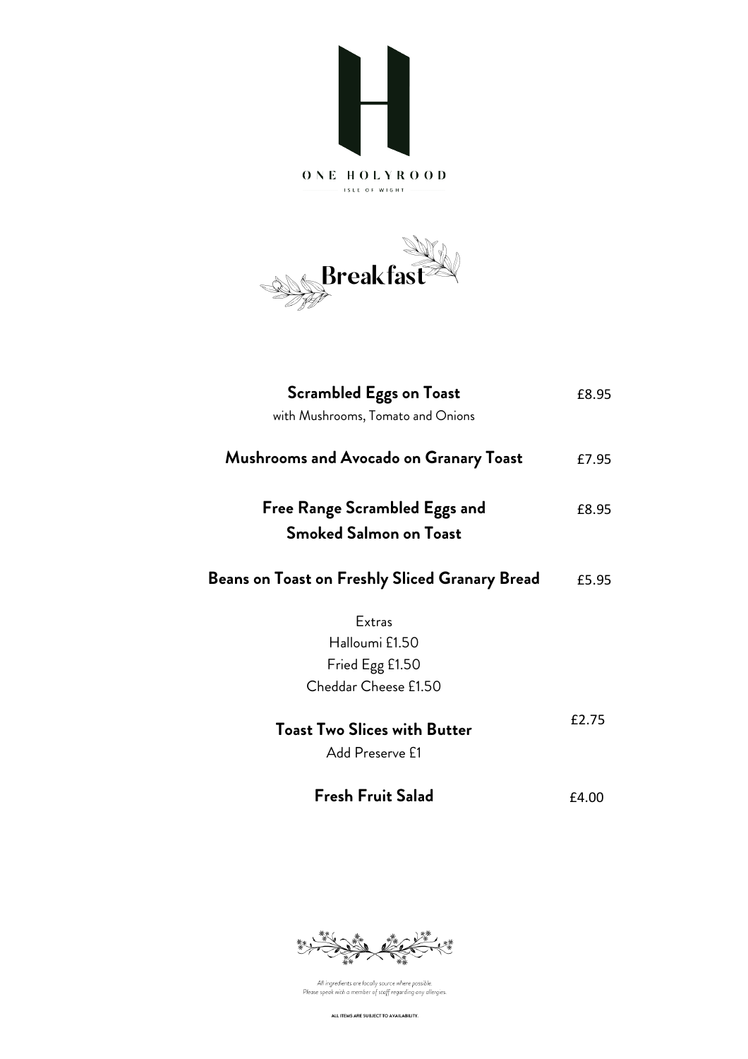ONE HOLYROOD

ISLE OF WIGHT

# Breakfast

**Scrambled Eggs on Toast** £8.95
with Mushrooms, Tomato and Onions

**Mushrooms and Avocado on Granary Toast** £7.95

**Free Range Scrambled Eggs and Smoked Salmon on Toast** £8.95

**Beans on Toast on Freshly Sliced Granary Bread** £5.95

Extras
Halloumi £1.50
Fried Egg £1.50
Cheddar Cheese £1.50

**Toast Two Slices with Butter** £2.75
Add Preserve £1

**Fresh Fruit Salad** £4.00

*All ingredients are locally source where possible.*
*Please speak with a member of staff regarding any allergies.*

**ALL ITEMS ARE SUBJECT TO AVAILABILITY.**